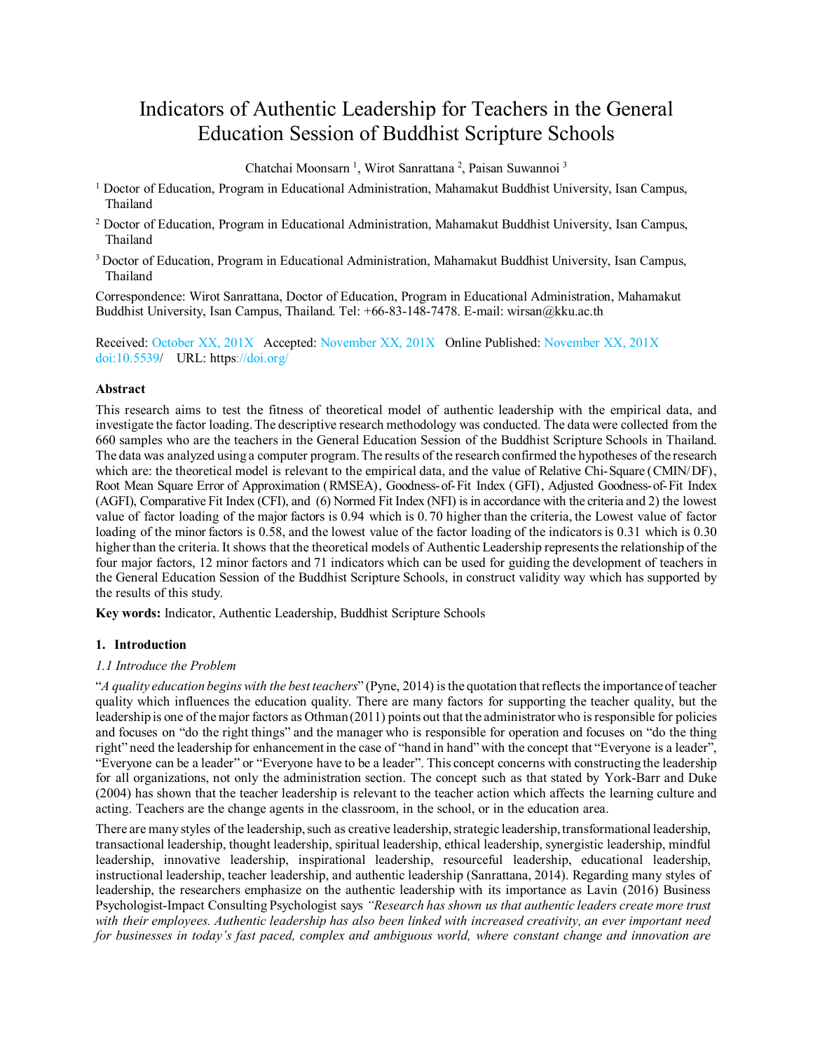# Indicators of Authentic Leadership for Teachers in the General Education Session of Buddhist Scripture Schools

Chatchai Moonsarn [1], Wirot Sanrattana [2], Paisan Suwannoi [3]

[1] Doctor of Education, Program in Educational Administration, Mahamakut Buddhist University, Isan Campus, Thailand

[2] Doctor of Education, Program in Educational Administration, Mahamakut Buddhist University, Isan Campus, Thailand

[3] Doctor of Education, Program in Educational Administration, Mahamakut Buddhist University, Isan Campus, Thailand

Correspondence: Wirot Sanrattana, Doctor of Education, Program in Educational Administration, Mahamakut Buddhist University, Isan Campus, Thailand. Tel: +66-83-148-7478. E-mail: wirsan@kku.ac.th

Received: October XX, 201X   Accepted: November XX, 201X   Online Published: November XX, 201X
doi:10.5539/   URL: https://doi.org/

### Abstract

This research aims to test the fitness of theoretical model of authentic leadership with the empirical data, and investigate the factor loading. The descriptive research methodology was conducted. The data were collected from the 660 samples who are the teachers in the General Education Session of the Buddhist Scripture Schools in Thailand. The data was analyzed using a computer program. The results of the research confirmed the hypotheses of the research which are: the theoretical model is relevant to the empirical data, and the value of Relative Chi-Square (CMIN/DF), Root Mean Square Error of Approximation (RMSEA), Goodness-of-Fit Index (GFI), Adjusted Goodness-of-Fit Index (AGFI), Comparative Fit Index (CFI), and (6) Normed Fit Index (NFI) is in accordance with the criteria and 2) the lowest value of factor loading of the major factors is 0.94 which is 0.70 higher than the criteria, the Lowest value of factor loading of the minor factors is 0.58, and the lowest value of the factor loading of the indicators is 0.31 which is 0.30 higher than the criteria. It shows that the theoretical models of Authentic Leadership represents the relationship of the four major factors, 12 minor factors and 71 indicators which can be used for guiding the development of teachers in the General Education Session of the Buddhist Scripture Schools, in construct validity way which has supported by the results of this study.

**Key words:** Indicator, Authentic Leadership, Buddhist Scripture Schools

## 1. Introduction

### *1.1 Introduce the Problem*

"*A quality education begins with the best teachers*" (Pyne, 2014) is the quotation that reflects the importance of teacher quality which influences the education quality. There are many factors for supporting the teacher quality, but the leadership is one of the major factors as Othman (2011) points out that the administrator who is responsible for policies and focuses on "do the right things" and the manager who is responsible for operation and focuses on "do the thing right" need the leadership for enhancement in the case of "hand in hand" with the concept that "Everyone is a leader", "Everyone can be a leader" or "Everyone have to be a leader". This concept concerns with constructing the leadership for all organizations, not only the administration section. The concept such as that stated by York-Barr and Duke (2004) has shown that the teacher leadership is relevant to the teacher action which affects the learning culture and acting. Teachers are the change agents in the classroom, in the school, or in the education area.

There are many styles of the leadership, such as creative leadership, strategic leadership, transformational leadership, transactional leadership, thought leadership, spiritual leadership, ethical leadership, synergistic leadership, mindful leadership, innovative leadership, inspirational leadership, resourceful leadership, educational leadership, instructional leadership, teacher leadership, and authentic leadership (Sanrattana, 2014). Regarding many styles of leadership, the researchers emphasize on the authentic leadership with its importance as Lavin (2016) Business Psychologist-Impact Consulting Psychologist says *"Research has shown us that authentic leaders create more trust with their employees. Authentic leadership has also been linked with increased creativity, an ever important need for businesses in today's fast paced, complex and ambiguous world, where constant change and innovation are*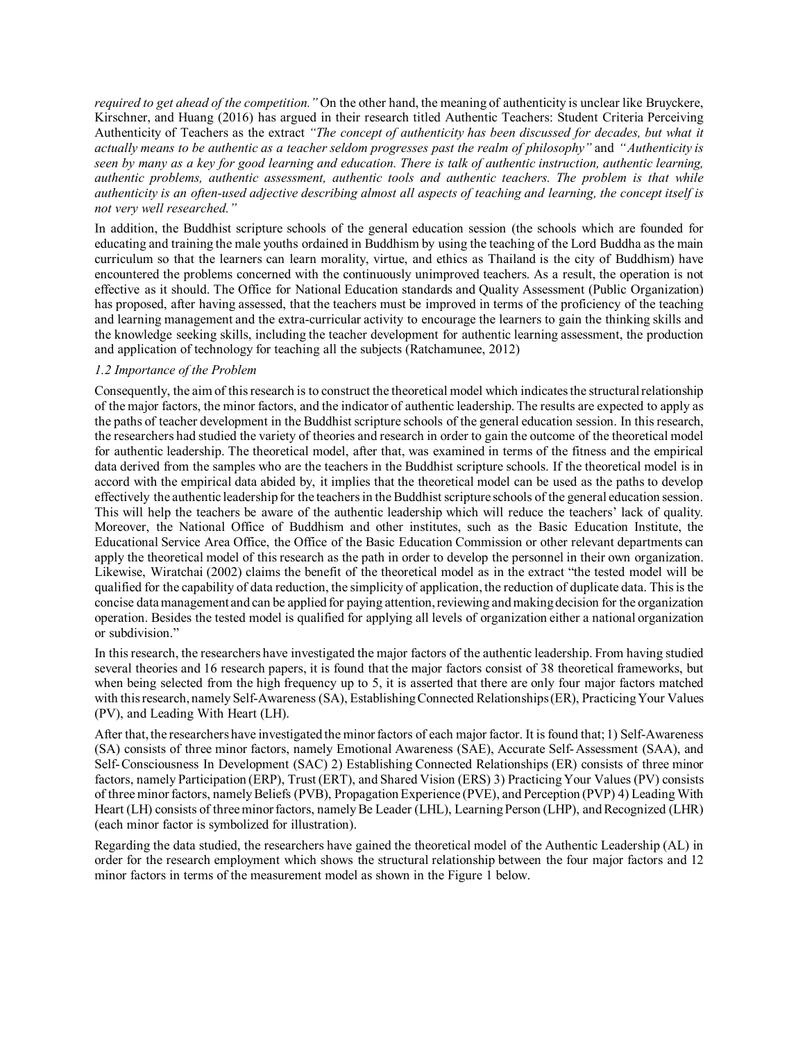*required to get ahead of the competition."* On the other hand, the meaning of authenticity is unclear like Bruyckere, Kirschner, and Huang (2016) has argued in their research titled Authentic Teachers: Student Criteria Perceiving Authenticity of Teachers as the extract *"The concept of authenticity has been discussed for decades, but what it actually means to be authentic as a teacher seldom progresses past the realm of philosophy"* and *"Authenticity is seen by many as a key for good learning and education. There is talk of authentic instruction, authentic learning, authentic problems, authentic assessment, authentic tools and authentic teachers. The problem is that while authenticity is an often-used adjective describing almost all aspects of teaching and learning, the concept itself is not very well researched."*

In addition, the Buddhist scripture schools of the general education session (the schools which are founded for educating and training the male youths ordained in Buddhism by using the teaching of the Lord Buddha as the main curriculum so that the learners can learn morality, virtue, and ethics as Thailand is the city of Buddhism) have encountered the problems concerned with the continuously unimproved teachers. As a result, the operation is not effective as it should. The Office for National Education standards and Quality Assessment (Public Organization) has proposed, after having assessed, that the teachers must be improved in terms of the proficiency of the teaching and learning management and the extra-curricular activity to encourage the learners to gain the thinking skills and the knowledge seeking skills, including the teacher development for authentic learning assessment, the production and application of technology for teaching all the subjects (Ratchamunee, 2012)

*1.2 Importance of the Problem*

Consequently, the aim of this research is to construct the theoretical model which indicates the structural relationship of the major factors, the minor factors, and the indicator of authentic leadership. The results are expected to apply as the paths of teacher development in the Buddhist scripture schools of the general education session. In this research, the researchers had studied the variety of theories and research in order to gain the outcome of the theoretical model for authentic leadership. The theoretical model, after that, was examined in terms of the fitness and the empirical data derived from the samples who are the teachers in the Buddhist scripture schools. If the theoretical model is in accord with the empirical data abided by, it implies that the theoretical model can be used as the paths to develop effectively the authentic leadership for the teachers in the Buddhist scripture schools of the general education session. This will help the teachers be aware of the authentic leadership which will reduce the teachers' lack of quality. Moreover, the National Office of Buddhism and other institutes, such as the Basic Education Institute, the Educational Service Area Office, the Office of the Basic Education Commission or other relevant departments can apply the theoretical model of this research as the path in order to develop the personnel in their own organization. Likewise, Wiratchai (2002) claims the benefit of the theoretical model as in the extract "the tested model will be qualified for the capability of data reduction, the simplicity of application, the reduction of duplicate data. This is the concise data management and can be applied for paying attention, reviewing and making decision for the organization operation. Besides the tested model is qualified for applying all levels of organization either a national organization or subdivision."

In this research, the researchers have investigated the major factors of the authentic leadership. From having studied several theories and 16 research papers, it is found that the major factors consist of 38 theoretical frameworks, but when being selected from the high frequency up to 5, it is asserted that there are only four major factors matched with this research, namely Self-Awareness (SA), Establishing Connected Relationships (ER), Practicing Your Values (PV), and Leading With Heart (LH).

After that, the researchers have investigated the minor factors of each major factor. It is found that; 1) Self-Awareness (SA) consists of three minor factors, namely Emotional Awareness (SAE), Accurate Self-Assessment (SAA), and Self-Consciousness In Development (SAC) 2) Establishing Connected Relationships (ER) consists of three minor factors, namely Participation (ERP), Trust (ERT), and Shared Vision (ERS) 3) Practicing Your Values (PV) consists of three minor factors, namely Beliefs (PVB), Propagation Experience (PVE), and Perception (PVP) 4) Leading With Heart (LH) consists of three minor factors, namely Be Leader (LHL), Learning Person (LHP), and Recognized (LHR) (each minor factor is symbolized for illustration).

Regarding the data studied, the researchers have gained the theoretical model of the Authentic Leadership (AL) in order for the research employment which shows the structural relationship between the four major factors and 12 minor factors in terms of the measurement model as shown in the Figure 1 below.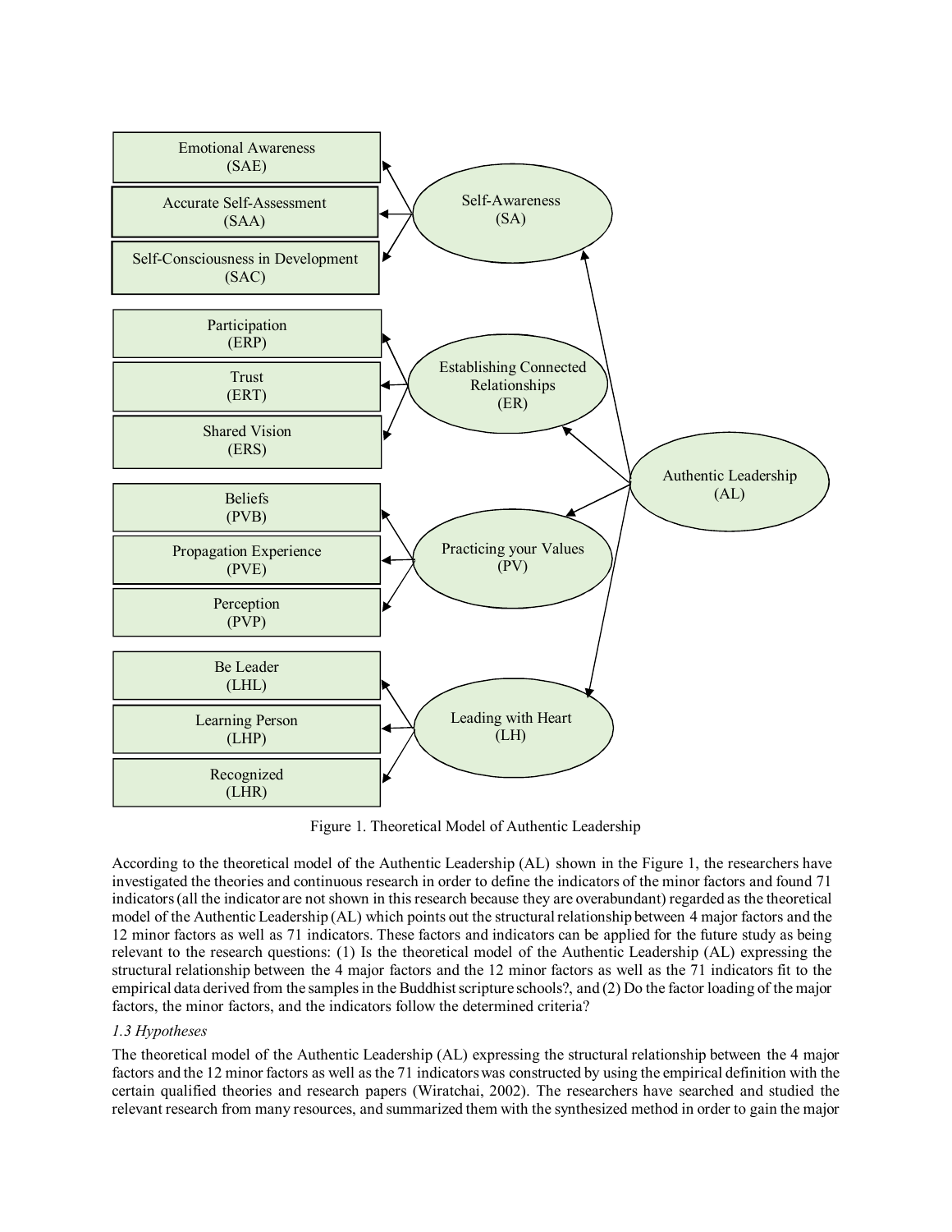Figure 1. Theoretical Model of Authentic Leadership

According to the theoretical model of the Authentic Leadership (AL) shown in the Figure 1, the researchers have investigated the theories and continuous research in order to define the indicators of the minor factors and found 71 indicators (all the indicator are not shown in this research because they are overabundant) regarded as the theoretical model of the Authentic Leadership (AL) which points out the structural relationship between 4 major factors and the 12 minor factors as well as 71 indicators. These factors and indicators can be applied for the future study as being relevant to the research questions: (1) Is the theoretical model of the Authentic Leadership (AL) expressing the structural relationship between the 4 major factors and the 12 minor factors as well as the 71 indicators fit to the empirical data derived from the samples in the Buddhist scripture schools?, and (2) Do the factor loading of the major factors, the minor factors, and the indicators follow the determined criteria?

*1.3 Hypotheses*

The theoretical model of the Authentic Leadership (AL) expressing the structural relationship between the 4 major factors and the 12 minor factors as well as the 71 indicators was constructed by using the empirical definition with the certain qualified theories and research papers (Wiratchai, 2002). The researchers have searched and studied the relevant research from many resources, and summarized them with the synthesized method in order to gain the major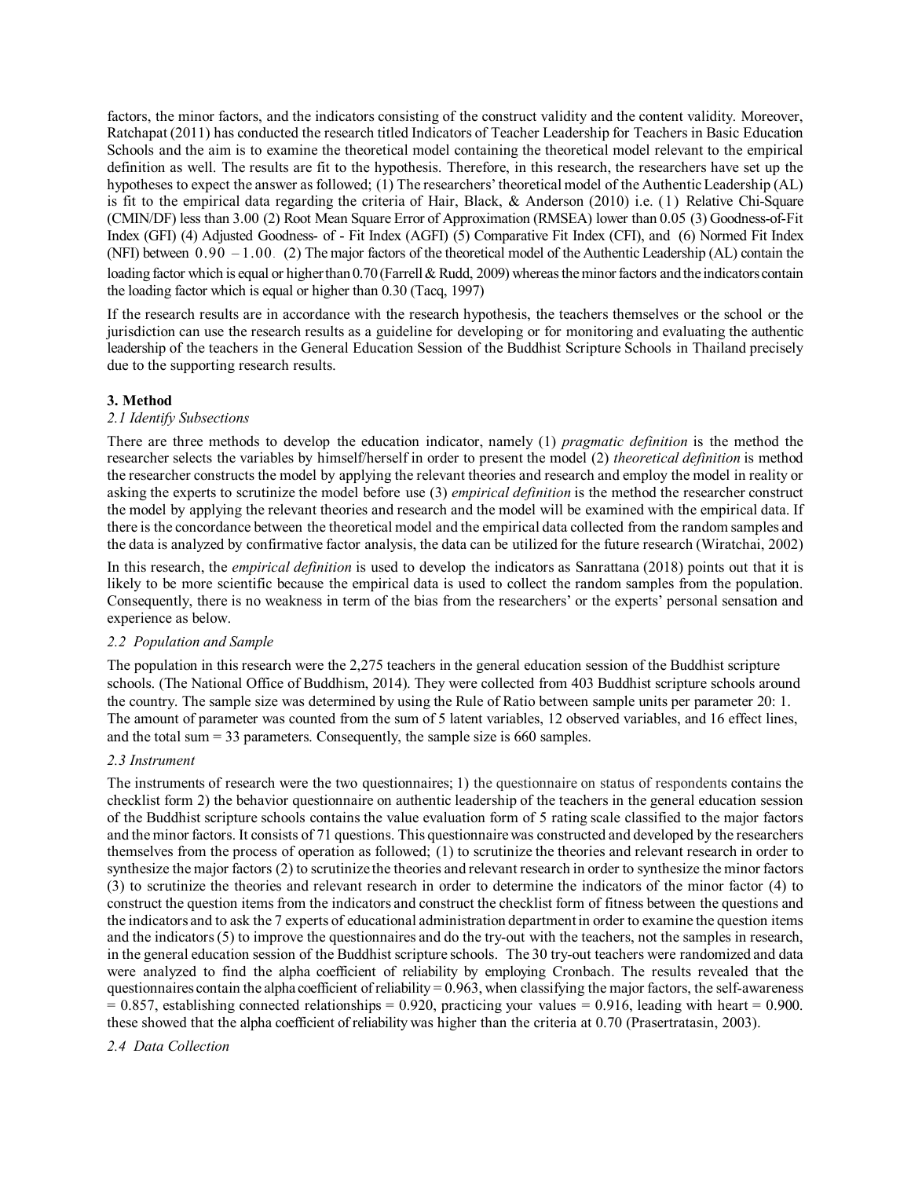factors, the minor factors, and the indicators consisting of the construct validity and the content validity. Moreover, Ratchapat (2011) has conducted the research titled Indicators of Teacher Leadership for Teachers in Basic Education Schools and the aim is to examine the theoretical model containing the theoretical model relevant to the empirical definition as well. The results are fit to the hypothesis. Therefore, in this research, the researchers have set up the hypotheses to expect the answer as followed; (1) The researchers' theoretical model of the Authentic Leadership (AL) is fit to the empirical data regarding the criteria of Hair, Black, & Anderson (2010) i.e. (1) Relative Chi-Square (CMIN/DF) less than 3.00 (2) Root Mean Square Error of Approximation (RMSEA) lower than 0.05 (3) Goodness-of-Fit Index (GFI) (4) Adjusted Goodness- of - Fit Index (AGFI) (5) Comparative Fit Index (CFI), and (6) Normed Fit Index (NFI) between 0.90 – 1.00. (2) The major factors of the theoretical model of the Authentic Leadership (AL) contain the loading factor which is equal or higher than 0.70 (Farrell & Rudd, 2009) whereas the minor factors and the indicators contain the loading factor which is equal or higher than 0.30 (Tacq, 1997)

If the research results are in accordance with the research hypothesis, the teachers themselves or the school or the jurisdiction can use the research results as a guideline for developing or for monitoring and evaluating the authentic leadership of the teachers in the General Education Session of the Buddhist Scripture Schools in Thailand precisely due to the supporting research results.

**3. Method**

*2.1 Identify Subsections*

There are three methods to develop the education indicator, namely (1) *pragmatic definition* is the method the researcher selects the variables by himself/herself in order to present the model (2) *theoretical definition* is method the researcher constructs the model by applying the relevant theories and research and employ the model in reality or asking the experts to scrutinize the model before use (3) *empirical definition* is the method the researcher construct the model by applying the relevant theories and research and the model will be examined with the empirical data. If there is the concordance between the theoretical model and the empirical data collected from the random samples and the data is analyzed by confirmative factor analysis, the data can be utilized for the future research (Wiratchai, 2002)

In this research, the *empirical definition* is used to develop the indicators as Sanrattana (2018) points out that it is likely to be more scientific because the empirical data is used to collect the random samples from the population. Consequently, there is no weakness in term of the bias from the researchers' or the experts' personal sensation and experience as below.

*2.2 Population and Sample*

The population in this research were the 2,275 teachers in the general education session of the Buddhist scripture schools. (The National Office of Buddhism, 2014). They were collected from 403 Buddhist scripture schools around the country. The sample size was determined by using the Rule of Ratio between sample units per parameter 20: 1. The amount of parameter was counted from the sum of 5 latent variables, 12 observed variables, and 16 effect lines, and the total sum = 33 parameters. Consequently, the sample size is 660 samples.

*2.3 Instrument*

The instruments of research were the two questionnaires; 1) the questionnaire on status of respondents contains the checklist form 2) the behavior questionnaire on authentic leadership of the teachers in the general education session of the Buddhist scripture schools contains the value evaluation form of 5 rating scale classified to the major factors and the minor factors. It consists of 71 questions. This questionnaire was constructed and developed by the researchers themselves from the process of operation as followed; (1) to scrutinize the theories and relevant research in order to synthesize the major factors (2) to scrutinize the theories and relevant research in order to synthesize the minor factors (3) to scrutinize the theories and relevant research in order to determine the indicators of the minor factor (4) to construct the question items from the indicators and construct the checklist form of fitness between the questions and the indicators and to ask the 7 experts of educational administration department in order to examine the question items and the indicators (5) to improve the questionnaires and do the try-out with the teachers, not the samples in research, in the general education session of the Buddhist scripture schools. The 30 try-out teachers were randomized and data were analyzed to find the alpha coefficient of reliability by employing Cronbach. The results revealed that the questionnaires contain the alpha coefficient of reliability = 0.963, when classifying the major factors, the self-awareness = 0.857, establishing connected relationships = 0.920, practicing your values = 0.916, leading with heart = 0.900. these showed that the alpha coefficient of reliability was higher than the criteria at 0.70 (Prasertratasin, 2003).

*2.4 Data Collection*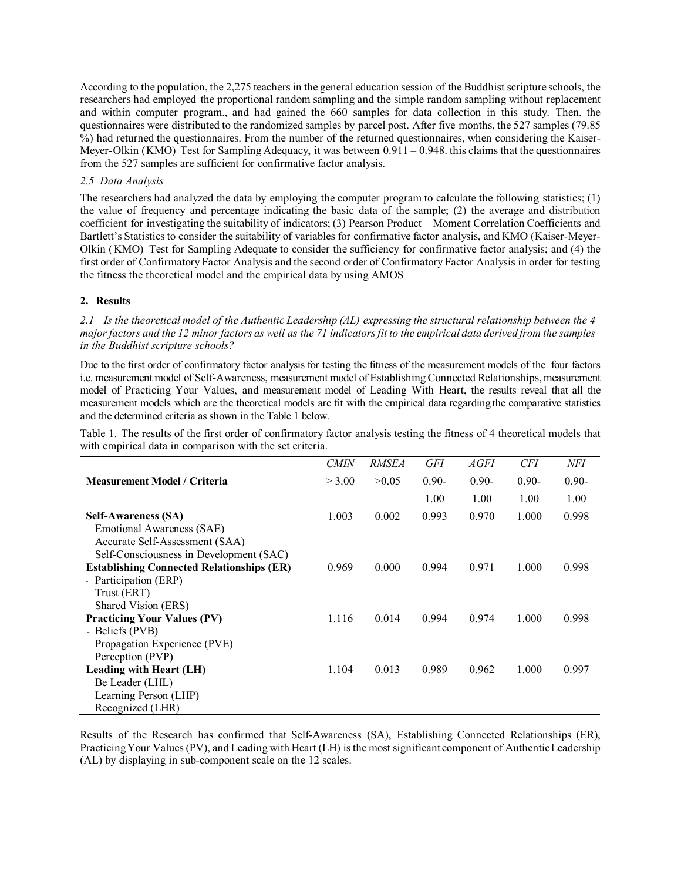According to the population, the 2,275 teachers in the general education session of the Buddhist scripture schools, the researchers had employed the proportional random sampling and the simple random sampling without replacement and within computer program., and had gained the 660 samples for data collection in this study. Then, the questionnaires were distributed to the randomized samples by parcel post. After five months, the 527 samples (79.85 %) had returned the questionnaires. From the number of the returned questionnaires, when considering the Kaiser-Meyer-Olkin (KMO) Test for Sampling Adequacy, it was between 0.911 – 0.948. this claims that the questionnaires from the 527 samples are sufficient for confirmative factor analysis.

*2.5 Data Analysis*

The researchers had analyzed the data by employing the computer program to calculate the following statistics; (1) the value of frequency and percentage indicating the basic data of the sample; (2) the average and distribution coefficient for investigating the suitability of indicators; (3) Pearson Product – Moment Correlation Coefficients and Bartlett's Statistics to consider the suitability of variables for confirmative factor analysis, and KMO (Kaiser-Meyer-Olkin (KMO) Test for Sampling Adequate to consider the sufficiency for confirmative factor analysis; and (4) the first order of Confirmatory Factor Analysis and the second order of Confirmatory Factor Analysis in order for testing the fitness the theoretical model and the empirical data by using AMOS

## 2. Results

*2.1 Is the theoretical model of the Authentic Leadership (AL) expressing the structural relationship between the 4 major factors and the 12 minor factors as well as the 71 indicators fit to the empirical data derived from the samples in the Buddhist scripture schools?*

Due to the first order of confirmatory factor analysis for testing the fitness of the measurement models of the four factors i.e. measurement model of Self-Awareness, measurement model of Establishing Connected Relationships, measurement model of Practicing Your Values, and measurement model of Leading With Heart, the results reveal that all the measurement models which are the theoretical models are fit with the empirical data regarding the comparative statistics and the determined criteria as shown in the Table 1 below.

Table 1. The results of the first order of confirmatory factor analysis testing the fitness of 4 theoretical models that with empirical data in comparison with the set criteria.

| Measurement Model / Criteria | *CMIN* > 3.00 | *RMSEA* >0.05 | *GFI* 0.90-1.00 | *AGFI* 0.90-1.00 | *CFI* 0.90-1.00 | *NFI* 0.90-1.00 |
|---|---|---|---|---|---|---|
| **Self-Awareness (SA)** | 1.003 | 0.002 | 0.993 | 0.970 | 1.000 | 0.998 |
| - Emotional Awareness (SAE) | | | | | | |
| - Accurate Self-Assessment (SAA) | | | | | | |
| - Self-Consciousness in Development (SAC) | | | | | | |
| **Establishing Connected Relationships (ER)** | 0.969 | 0.000 | 0.994 | 0.971 | 1.000 | 0.998 |
| - Participation (ERP) | | | | | | |
| - Trust (ERT) | | | | | | |
| - Shared Vision (ERS) | | | | | | |
| **Practicing Your Values (PV)** | 1.116 | 0.014 | 0.994 | 0.974 | 1.000 | 0.998 |
| - Beliefs (PVB) | | | | | | |
| - Propagation Experience (PVE) | | | | | | |
| - Perception (PVP) | | | | | | |
| **Leading with Heart (LH)** | 1.104 | 0.013 | 0.989 | 0.962 | 1.000 | 0.997 |
| - Be Leader (LHL) | | | | | | |
| - Learning Person (LHP) | | | | | | |
| - Recognized (LHR) | | | | | | |

Results of the Research has confirmed that Self-Awareness (SA), Establishing Connected Relationships (ER), Practicing Your Values (PV), and Leading with Heart (LH) is the most significant component of Authentic Leadership (AL) by displaying in sub-component scale on the 12 scales.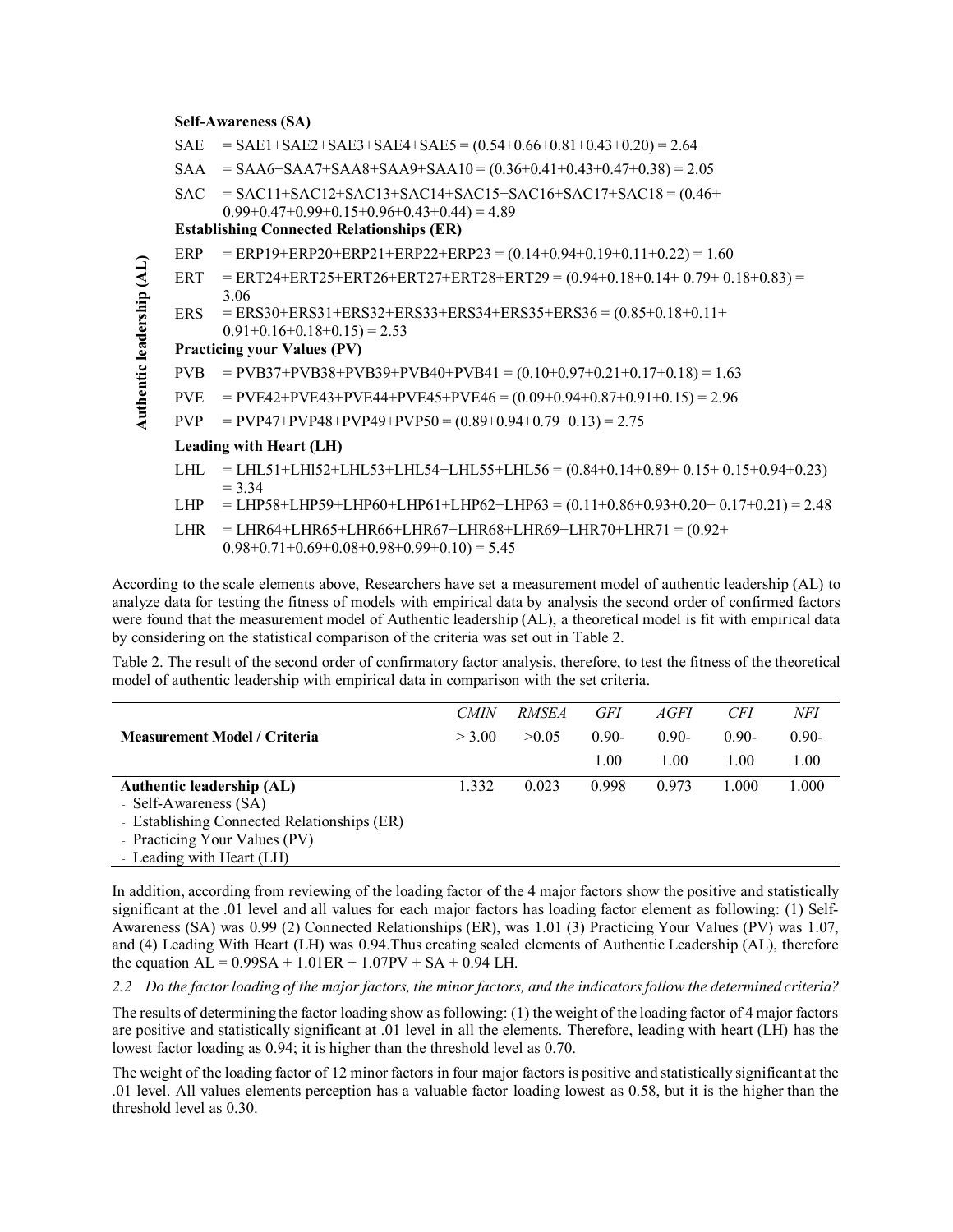**Authentic leadership (AL)**

**Self-Awareness (SA)**

SAE = SAE1+SAE2+SAE3+SAE4+SAE5 = (0.54+0.66+0.81+0.43+0.20) = 2.64

SAA = SAA6+SAA7+SAA8+SAA9+SAA10 = (0.36+0.41+0.43+0.47+0.38) = 2.05

SAC = SAC11+SAC12+SAC13+SAC14+SAC15+SAC16+SAC17+SAC18 = (0.46+ 0.99+0.47+0.99+0.15+0.96+0.43+0.44) = 4.89

**Establishing Connected Relationships (ER)**

ERP = ERP19+ERP20+ERP21+ERP22+ERP23 = (0.14+0.94+0.19+0.11+0.22) = 1.60

ERT = ERT24+ERT25+ERT26+ERT27+ERT28+ERT29 = (0.94+0.18+0.14+ 0.79+ 0.18+0.83) = 3.06

ERS = ERS30+ERS31+ERS32+ERS33+ERS34+ERS35+ERS36 = (0.85+0.18+0.11+ 0.91+0.16+0.18+0.15) = 2.53

**Practicing your Values (PV)**

PVB = PVB37+PVB38+PVB39+PVB40+PVB41 = (0.10+0.97+0.21+0.17+0.18) = 1.63

PVE = PVE42+PVE43+PVE44+PVE45+PVE46 = (0.09+0.94+0.87+0.91+0.15) = 2.96

PVP = PVP47+PVP48+PVP49+PVP50 = (0.89+0.94+0.79+0.13) = 2.75

**Leading with Heart (LH)**

LHL = LHL51+LHl52+LHL53+LHL54+LHL55+LHL56 = (0.84+0.14+0.89+ 0.15+ 0.15+0.94+0.23) = 3.34

LHP = LHP58+LHP59+LHP60+LHP61+LHP62+LHP63 = (0.11+0.86+0.93+0.20+ 0.17+0.21) = 2.48

LHR = LHR64+LHR65+LHR66+LHR67+LHR68+LHR69+LHR70+LHR71 = (0.92+ 0.98+0.71+0.69+0.08+0.98+0.99+0.10) = 5.45

According to the scale elements above, Researchers have set a measurement model of authentic leadership (AL) to analyze data for testing the fitness of models with empirical data by analysis the second order of confirmed factors were found that the measurement model of Authentic leadership (AL), a theoretical model is fit with empirical data by considering on the statistical comparison of the criteria was set out in Table 2.

Table 2. The result of the second order of confirmatory factor analysis, therefore, to test the fitness of the theoretical model of authentic leadership with empirical data in comparison with the set criteria.

| Measurement Model / Criteria | *CMIN* > 3.00 | *RMSEA* >0.05 | *GFI* 0.90-1.00 | *AGFI* 0.90-1.00 | *CFI* 0.90-1.00 | *NFI* 0.90-1.00 |
|---|---|---|---|---|---|---|
| **Authentic leadership (AL)**<br>- Self-Awareness (SA)<br>- Establishing Connected Relationships (ER)<br>- Practicing Your Values (PV)<br>- Leading with Heart (LH) | 1.332 | 0.023 | 0.998 | 0.973 | 1.000 | 1.000 |

In addition, according from reviewing of the loading factor of the 4 major factors show the positive and statistically significant at the .01 level and all values for each major factors has loading factor element as following: (1) Self-Awareness (SA) was 0.99 (2) Connected Relationships (ER), was 1.01 (3) Practicing Your Values (PV) was 1.07, and (4) Leading With Heart (LH) was 0.94.Thus creating scaled elements of Authentic Leadership (AL), therefore the equation AL = 0.99SA + 1.01ER + 1.07PV + SA + 0.94 LH.

*2.2 Do the factor loading of the major factors, the minor factors, and the indicators follow the determined criteria?*

The results of determining the factor loading show as following: (1) the weight of the loading factor of 4 major factors are positive and statistically significant at .01 level in all the elements. Therefore, leading with heart (LH) has the lowest factor loading as 0.94; it is higher than the threshold level as 0.70.

The weight of the loading factor of 12 minor factors in four major factors is positive and statistically significant at the .01 level. All values elements perception has a valuable factor loading lowest as 0.58, but it is the higher than the threshold level as 0.30.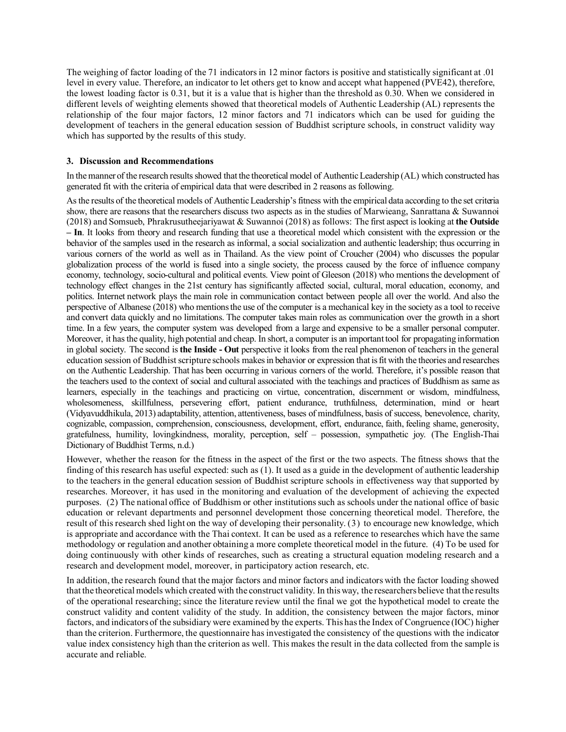The weighing of factor loading of the 71 indicators in 12 minor factors is positive and statistically significant at .01 level in every value. Therefore, an indicator to let others get to know and accept what happened (PVE42), therefore, the lowest loading factor is 0.31, but it is a value that is higher than the threshold as 0.30. When we considered in different levels of weighting elements showed that theoretical models of Authentic Leadership (AL) represents the relationship of the four major factors, 12 minor factors and 71 indicators which can be used for guiding the development of teachers in the general education session of Buddhist scripture schools, in construct validity way which has supported by the results of this study.

### 3. Discussion and Recommendations

In the manner of the research results showed that the theoretical model of Authentic Leadership (AL) which constructed has generated fit with the criteria of empirical data that were described in 2 reasons as following.

As the results of the theoretical models of Authentic Leadership's fitness with the empirical data according to the set criteria show, there are reasons that the researchers discuss two aspects as in the studies of Marwieang, Sanrattana & Suwannoi (2018) and Somsueb, Phrakrusutheejariyawat & Suwannoi (2018) as follows: The first aspect is looking at **the Outside – In**. It looks from theory and research funding that use a theoretical model which consistent with the expression or the behavior of the samples used in the research as informal, a social socialization and authentic leadership; thus occurring in various corners of the world as well as in Thailand. As the view point of Croucher (2004) who discusses the popular globalization process of the world is fused into a single society, the process caused by the force of influence company economy, technology, socio-cultural and political events. View point of Gleeson (2018) who mentions the development of technology effect changes in the 21st century has significantly affected social, cultural, moral education, economy, and politics. Internet network plays the main role in communication contact between people all over the world. And also the perspective of Albanese (2018) who mentions the use of the computer is a mechanical key in the society as a tool to receive and convert data quickly and no limitations. The computer takes main roles as communication over the growth in a short time. In a few years, the computer system was developed from a large and expensive to be a smaller personal computer. Moreover, it has the quality, high potential and cheap. In short, a computer is an important tool for propagating information in global society. The second is **the Inside - Out** perspective it looks from the real phenomenon of teachers in the general education session of Buddhist scripture schools makes in behavior or expression that is fit with the theories and researches on the Authentic Leadership. That has been occurring in various corners of the world. Therefore, it's possible reason that the teachers used to the context of social and cultural associated with the teachings and practices of Buddhism as same as learners, especially in the teachings and practicing on virtue, concentration, discernment or wisdom, mindfulness, wholesomeness, skillfulness, persevering effort, patient endurance, truthfulness, determination, mind or heart (Vidyavuddhikula, 2013) adaptability, attention, attentiveness, bases of mindfulness, basis of success, benevolence, charity, cognizable, compassion, comprehension, consciousness, development, effort, endurance, faith, feeling shame, generosity, gratefulness, humility, lovingkindness, morality, perception, self – possession, sympathetic joy. (The English-Thai Dictionary of Buddhist Terms, n.d.)

However, whether the reason for the fitness in the aspect of the first or the two aspects. The fitness shows that the finding of this research has useful expected: such as (1). It used as a guide in the development of authentic leadership to the teachers in the general education session of Buddhist scripture schools in effectiveness way that supported by researches. Moreover, it has used in the monitoring and evaluation of the development of achieving the expected purposes. (2) The national office of Buddhism or other institutions such as schools under the national office of basic education or relevant departments and personnel development those concerning theoretical model. Therefore, the result of this research shed light on the way of developing their personality. (3) to encourage new knowledge, which is appropriate and accordance with the Thai context. It can be used as a reference to researches which have the same methodology or regulation and another obtaining a more complete theoretical model in the future. (4) To be used for doing continuously with other kinds of researches, such as creating a structural equation modeling research and a research and development model, moreover, in participatory action research, etc.

In addition, the research found that the major factors and minor factors and indicators with the factor loading showed that the theoretical models which created with the construct validity. In this way, the researchers believe that the results of the operational researching; since the literature review until the final we got the hypothetical model to create the construct validity and content validity of the study. In addition, the consistency between the major factors, minor factors, and indicators of the subsidiary were examined by the experts. This has the Index of Congruence (IOC) higher than the criterion. Furthermore, the questionnaire has investigated the consistency of the questions with the indicator value index consistency high than the criterion as well. This makes the result in the data collected from the sample is accurate and reliable.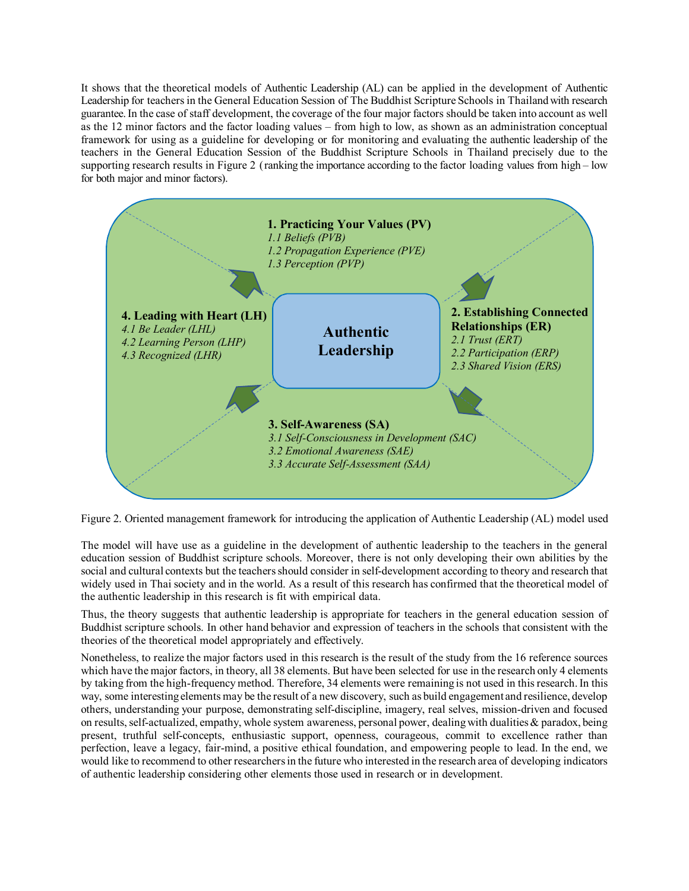It shows that the theoretical models of Authentic Leadership (AL) can be applied in the development of Authentic Leadership for teachers in the General Education Session of The Buddhist Scripture Schools in Thailand with research guarantee. In the case of staff development, the coverage of the four major factors should be taken into account as well as the 12 minor factors and the factor loading values – from high to low, as shown as an administration conceptual framework for using as a guideline for developing or for monitoring and evaluating the authentic leadership of the teachers in the General Education Session of the Buddhist Scripture Schools in Thailand precisely due to the supporting research results in Figure 2 (ranking the importance according to the factor loading values from high – low for both major and minor factors).

**Authentic Leadership**

**1. Practicing Your Values (PV)**
*1.1 Beliefs (PVB)*
*1.2 Propagation Experience (PVE)*
*1.3 Perception (PVP)*

**2. Establishing Connected Relationships (ER)**
*2.1 Trust (ERT)*
*2.2 Participation (ERP)*
*2.3 Shared Vision (ERS)*

**3. Self-Awareness (SA)**
*3.1 Self-Consciousness in Development (SAC)*
*3.2 Emotional Awareness (SAE)*
*3.3 Accurate Self-Assessment (SAA)*

**4. Leading with Heart (LH)**
*4.1 Be Leader (LHL)*
*4.2 Learning Person (LHP)*
*4.3 Recognized (LHR)*

Figure 2. Oriented management framework for introducing the application of Authentic Leadership (AL) model used

The model will have use as a guideline in the development of authentic leadership to the teachers in the general education session of Buddhist scripture schools. Moreover, there is not only developing their own abilities by the social and cultural contexts but the teachers should consider in self-development according to theory and research that widely used in Thai society and in the world. As a result of this research has confirmed that the theoretical model of the authentic leadership in this research is fit with empirical data.

Thus, the theory suggests that authentic leadership is appropriate for teachers in the general education session of Buddhist scripture schools. In other hand behavior and expression of teachers in the schools that consistent with the theories of the theoretical model appropriately and effectively.

Nonetheless, to realize the major factors used in this research is the result of the study from the 16 reference sources which have the major factors, in theory, all 38 elements. But have been selected for use in the research only 4 elements by taking from the high-frequency method. Therefore, 34 elements were remaining is not used in this research. In this way, some interesting elements may be the result of a new discovery, such as build engagement and resilience, develop others, understanding your purpose, demonstrating self-discipline, imagery, real selves, mission-driven and focused on results, self-actualized, empathy, whole system awareness, personal power, dealing with dualities & paradox, being present, truthful self-concepts, enthusiastic support, openness, courageous, commit to excellence rather than perfection, leave a legacy, fair-mind, a positive ethical foundation, and empowering people to lead. In the end, we would like to recommend to other researchers in the future who interested in the research area of developing indicators of authentic leadership considering other elements those used in research or in development.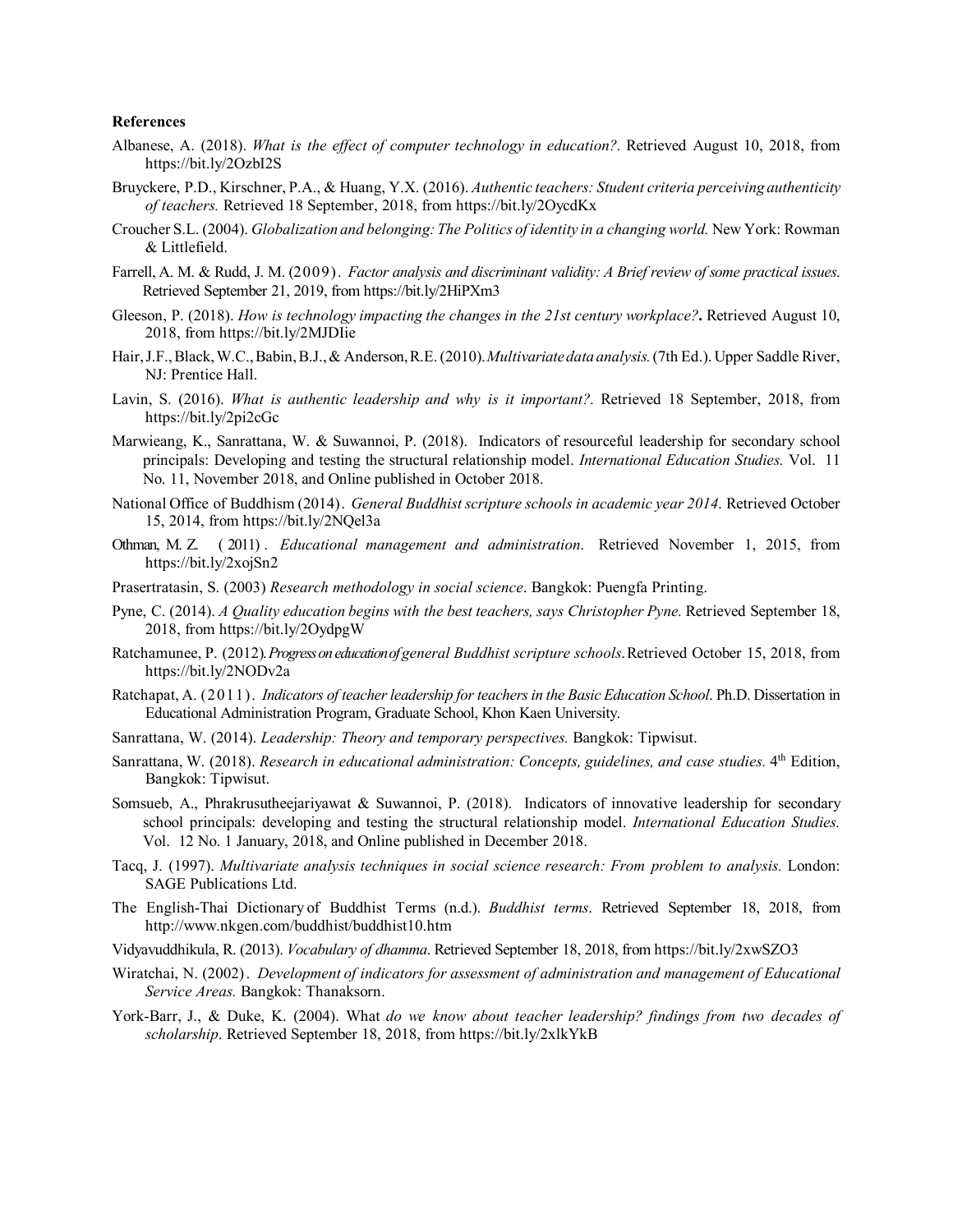**References**

Albanese, A. (2018). *What is the effect of computer technology in education?*. Retrieved August 10, 2018, from https://bit.ly/2OzbI2S

Bruyckere, P.D., Kirschner, P.A., & Huang, Y.X. (2016). *Authentic teachers: Student criteria perceiving authenticity of teachers.* Retrieved 18 September, 2018, from https://bit.ly/2OycdKx

Croucher S.L. (2004). *Globalization and belonging: The Politics of identity in a changing world.* New York: Rowman & Littlefield.

Farrell, A. M. & Rudd, J. M. (2009). *Factor analysis and discriminant validity: A Brief review of some practical issues.* Retrieved September 21, 2019, from https://bit.ly/2HiPXm3

Gleeson, P. (2018). *How is technology impacting the changes in the 21st century workplace?***.** Retrieved August 10, 2018, from https://bit.ly/2MJDIie

Hair, J.F., Black, W.C., Babin, B.J., & Anderson, R.E. (2010). *Multivariate data analysis.* (7th Ed.). Upper Saddle River, NJ: Prentice Hall.

Lavin, S. (2016). *What is authentic leadership and why is it important?.* Retrieved 18 September, 2018, from https://bit.ly/2pi2cGc

Marwieang, K., Sanrattana, W. & Suwannoi, P. (2018). Indicators of resourceful leadership for secondary school principals: Developing and testing the structural relationship model. *International Education Studies.* Vol. 11 No. 11, November 2018, and Online published in October 2018.

National Office of Buddhism (2014). *General Buddhist scripture schools in academic year 2014*. Retrieved October 15, 2014, from https://bit.ly/2NQel3a

Othman, M. Z. (2011). *Educational management and administration*. Retrieved November 1, 2015, from https://bit.ly/2xojSn2

Prasertratasin, S. (2003) *Research methodology in social science*. Bangkok: Puengfa Printing.

Pyne, C. (2014). *A Quality education begins with the best teachers, says Christopher Pyne.* Retrieved September 18, 2018, from https://bit.ly/2OydpgW

Ratchamunee, P. (2012). *Progress on education of general Buddhist scripture schools.* Retrieved October 15, 2018, from https://bit.ly/2NODv2a

Ratchapat, A. (2011). *Indicators of teacher leadership for teachers in the Basic Education School*. Ph.D. Dissertation in Educational Administration Program, Graduate School, Khon Kaen University.

Sanrattana, W. (2014). *Leadership: Theory and temporary perspectives.* Bangkok: Tipwisut.

Sanrattana, W. (2018). *Research in educational administration: Concepts, guidelines, and case studies.* 4th Edition, Bangkok: Tipwisut.

Somsueb, A., Phrakrusutheejariyawat & Suwannoi, P. (2018). Indicators of innovative leadership for secondary school principals: developing and testing the structural relationship model. *International Education Studies.* Vol. 12 No. 1 January, 2018, and Online published in December 2018.

Tacq, J. (1997). *Multivariate analysis techniques in social science research: From problem to analysis.* London: SAGE Publications Ltd.

The English-Thai Dictionary of Buddhist Terms (n.d.). *Buddhist terms*. Retrieved September 18, 2018, from http://www.nkgen.com/buddhist/buddhist10.htm

Vidyavuddhikula, R. (2013). *Vocabulary of dhamma*. Retrieved September 18, 2018, from https://bit.ly/2xwSZO3

Wiratchai, N. (2002). *Development of indicators for assessment of administration and management of Educational Service Areas.* Bangkok: Thanaksorn.

York-Barr, J., & Duke, K. (2004). What *do we know about teacher leadership? findings from two decades of scholarship*. Retrieved September 18, 2018, from https://bit.ly/2xlkYkB